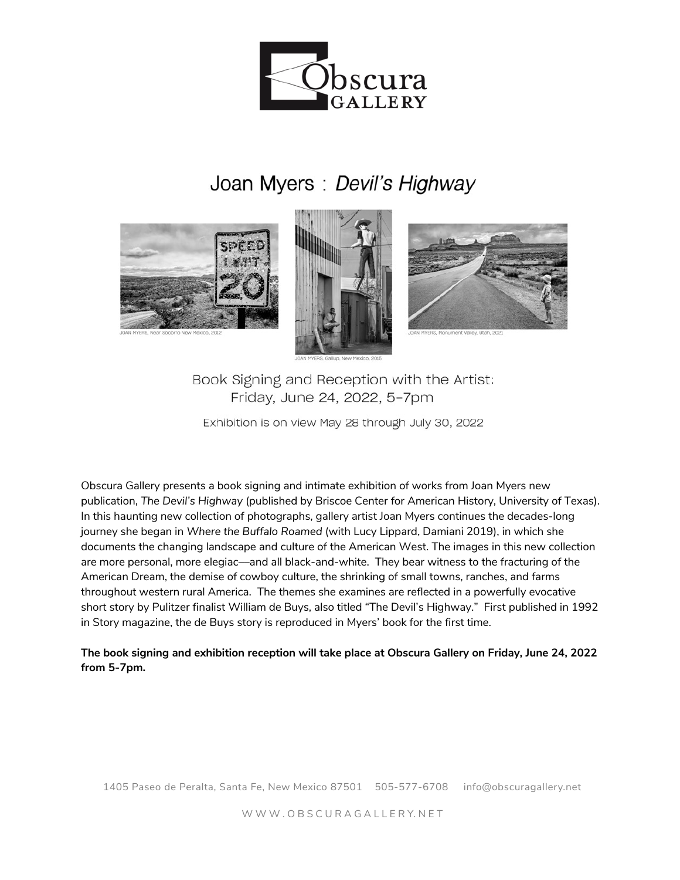Obscura GALLERY

# Joan Myers : *Devil's Highway*

JOAN MYERS, Near Socorro New Mexico, 2012

JOAN MYERS, Gallup, New Mexico, 2015

JOAN MYERS, Monument Valley, Utah, 2021

Book Signing and Reception with the Artist:
Friday, June 24, 2022, 5–7pm

Exhibition is on view May 28 through July 30, 2022

Obscura Gallery presents a book signing and intimate exhibition of works from Joan Myers new publication, *The Devil's Highway* (published by Briscoe Center for American History, University of Texas). In this haunting new collection of photographs, gallery artist Joan Myers continues the decades-long journey she began in *Where the Buffalo Roamed* (with Lucy Lippard, Damiani 2019), in which she documents the changing landscape and culture of the American West. The images in this new collection are more personal, more elegiac—and all black-and-white. They bear witness to the fracturing of the American Dream, the demise of cowboy culture, the shrinking of small towns, ranches, and farms throughout western rural America. The themes she examines are reflected in a powerfully evocative short story by Pulitzer finalist William de Buys, also titled "The Devil's Highway." First published in 1992 in Story magazine, the de Buys story is reproduced in Myers' book for the first time.

**The book signing and exhibition reception will take place at Obscura Gallery on Friday, June 24, 2022 from 5-7pm.**

1405 Paseo de Peralta, Santa Fe, New Mexico 87501 505-577-6708 info@obscuragallery.net

WWW.OBSCURAGALLERY.NET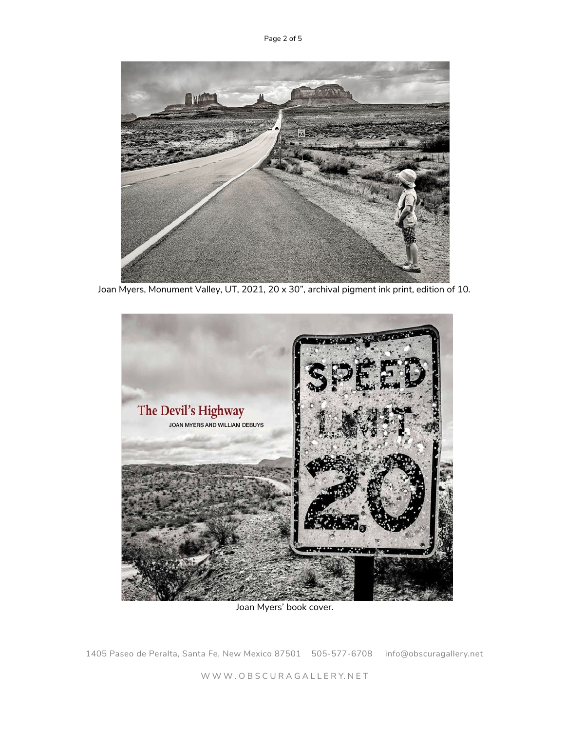Joan Myers, Monument Valley, UT, 2021, 20 x 30", archival pigment ink print, edition of 10.

Joan Myers' book cover.

1405 Paseo de Peralta, Santa Fe, New Mexico 87501 505-577-6708 info@obscuragallery.net

WWW.OBSCURAGALLERY.NET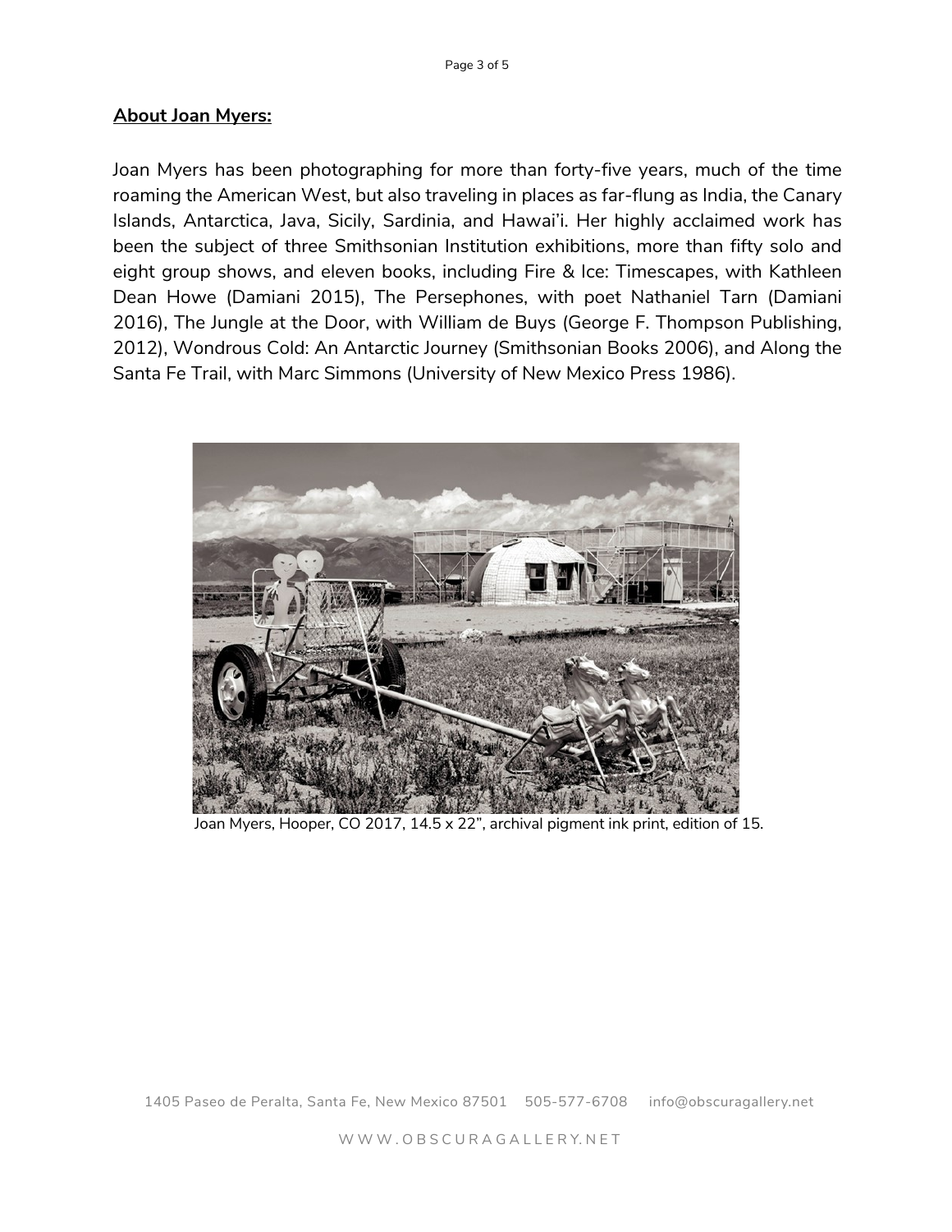**About Joan Myers:**

Joan Myers has been photographing for more than forty-five years, much of the time roaming the American West, but also traveling in places as far-flung as India, the Canary Islands, Antarctica, Java, Sicily, Sardinia, and Hawai'i. Her highly acclaimed work has been the subject of three Smithsonian Institution exhibitions, more than fifty solo and eight group shows, and eleven books, including Fire & Ice: Timescapes, with Kathleen Dean Howe (Damiani 2015), The Persephones, with poet Nathaniel Tarn (Damiani 2016), The Jungle at the Door, with William de Buys (George F. Thompson Publishing, 2012), Wondrous Cold: An Antarctic Journey (Smithsonian Books 2006), and Along the Santa Fe Trail, with Marc Simmons (University of New Mexico Press 1986).

Joan Myers, Hooper, CO 2017, 14.5 x 22", archival pigment ink print, edition of 15.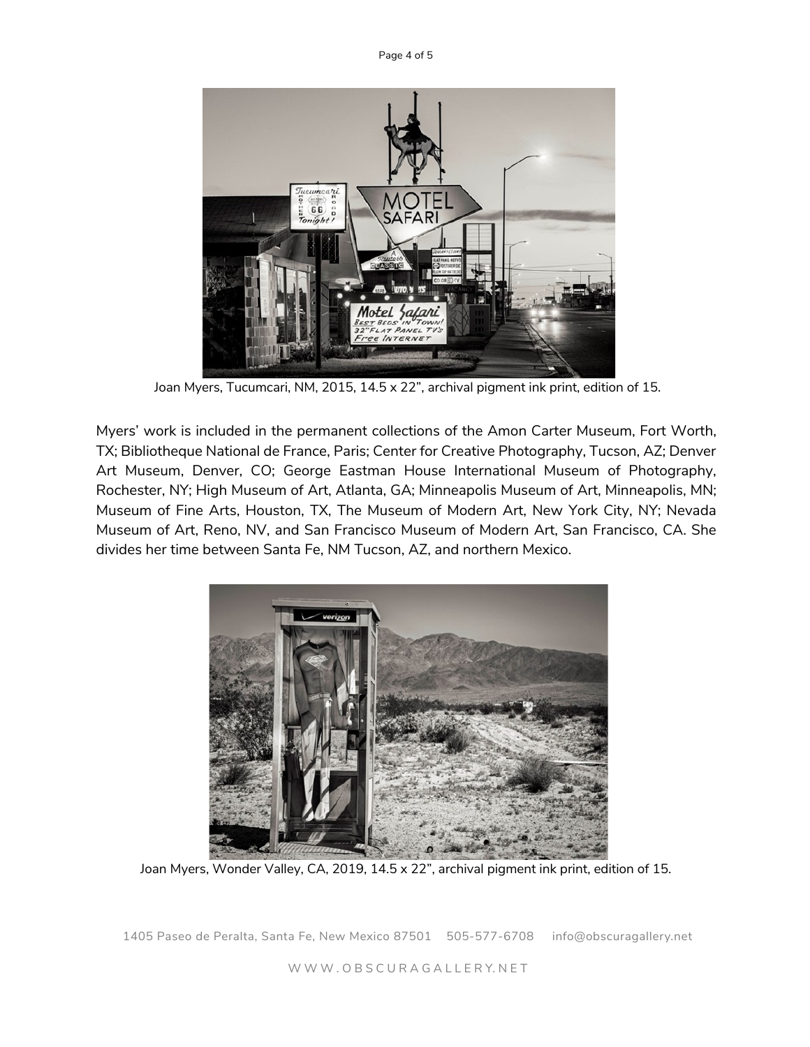Joan Myers, Tucumcari, NM, 2015, 14.5 x 22”, archival pigment ink print, edition of 15.

Myers’ work is included in the permanent collections of the Amon Carter Museum, Fort Worth, TX; Bibliotheque National de France, Paris; Center for Creative Photography, Tucson, AZ; Denver Art Museum, Denver, CO; George Eastman House International Museum of Photography, Rochester, NY; High Museum of Art, Atlanta, GA; Minneapolis Museum of Art, Minneapolis, MN; Museum of Fine Arts, Houston, TX, The Museum of Modern Art, New York City, NY; Nevada Museum of Art, Reno, NV, and San Francisco Museum of Modern Art, San Francisco, CA. She divides her time between Santa Fe, NM Tucson, AZ, and northern Mexico.

Joan Myers, Wonder Valley, CA, 2019, 14.5 x 22”, archival pigment ink print, edition of 15.

1405 Paseo de Peralta, Santa Fe, New Mexico 87501 505-577-6708 info@obscuragallery.net

WWW.OBSCURAGALLERY.NET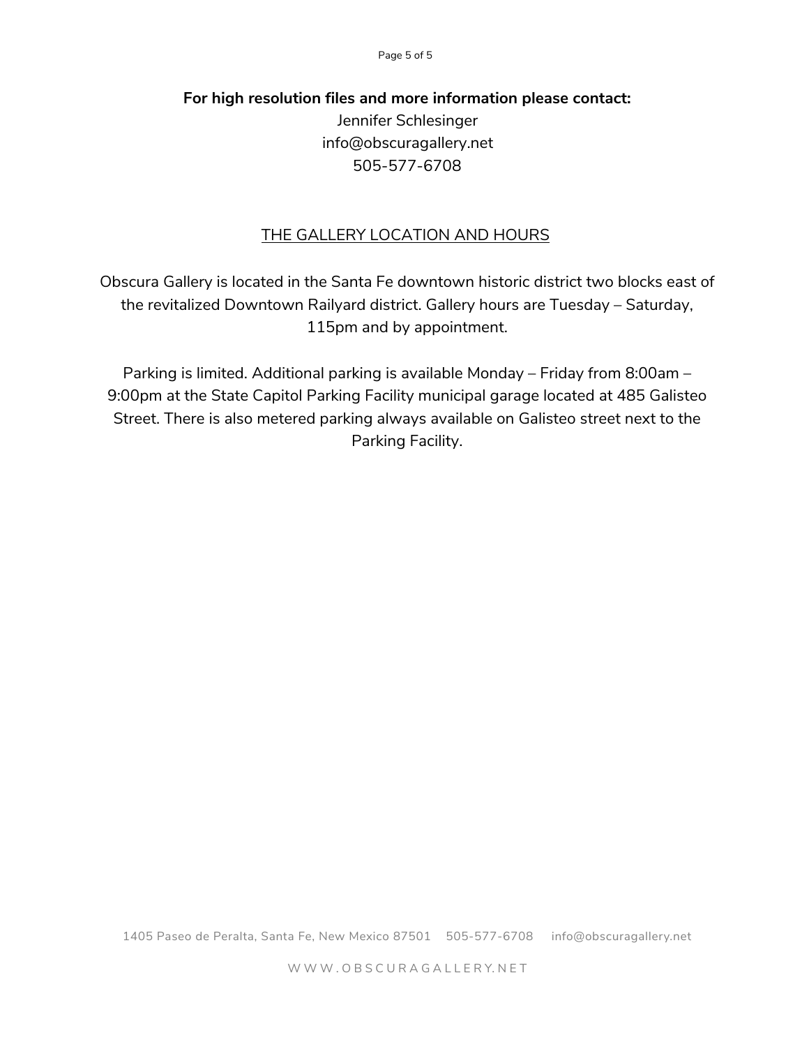**For high resolution files and more information please contact:**

Jennifer Schlesinger
info@obscuragallery.net
505-577-6708

THE GALLERY LOCATION AND HOURS

Obscura Gallery is located in the Santa Fe downtown historic district two blocks east of the revitalized Downtown Railyard district. Gallery hours are Tuesday – Saturday, 115pm and by appointment.

Parking is limited. Additional parking is available Monday – Friday from 8:00am – 9:00pm at the State Capitol Parking Facility municipal garage located at 485 Galisteo Street. There is also metered parking always available on Galisteo street next to the Parking Facility.

1405 Paseo de Peralta, Santa Fe, New Mexico 87501 505-577-6708 info@obscuragallery.net

WWW.OBSCURAGALLERY.NET